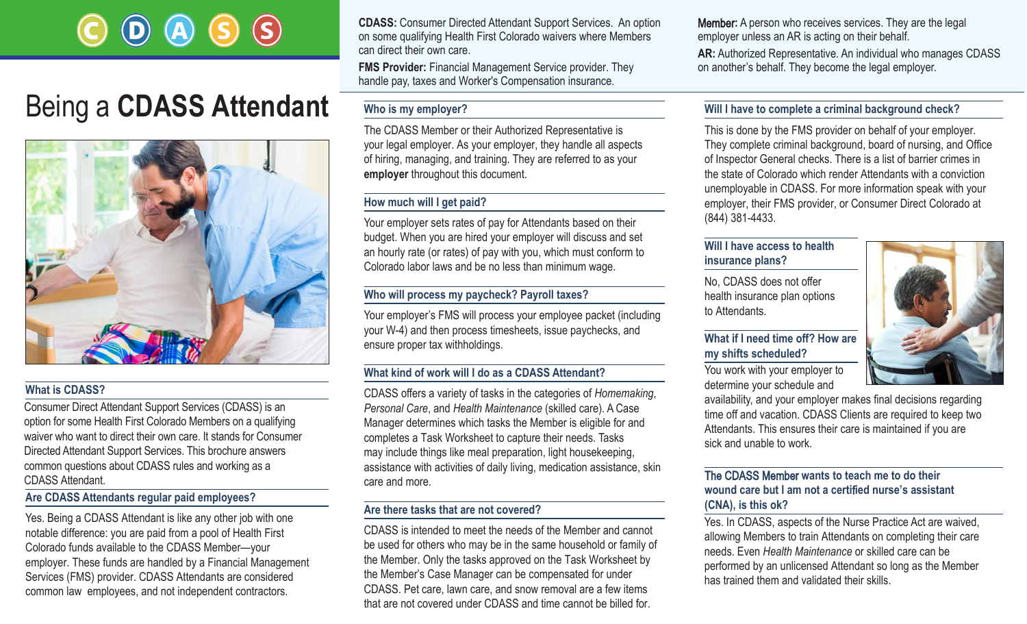C D A S S

# Being a **CDASS Attendant**

## What is CDASS?

Consumer Direct Attendant Support Services (CDASS) is an option for some Health First Colorado Members on a qualifying waiver who want to direct their own care. It stands for Consumer Directed Attendant Support Services. This brochure answers common questions about CDASS rules and working as a CDASS Attendant.

## Are CDASS Attendants regular paid employees?

Yes. Being a CDASS Attendant is like any other job with one notable difference: you are paid from a pool of Health First Colorado funds available to the CDASS Member—your employer. These funds are handled by a Financial Management Services (FMS) provider. CDASS Attendants are considered common law employees, and not independent contractors.

**CDASS:** Consumer Directed Attendant Support Services. An option on some qualifying Health First Colorado waivers where Members can direct their own care.

**FMS Provider:** Financial Management Service provider. They handle pay, taxes and Worker's Compensation insurance.

**Member:** A person who receives services. They are the legal employer unless an AR is acting on their behalf.

**AR:** Authorized Representative. An individual who manages CDASS on another's behalf. They become the legal employer.

## Who is my employer?

The CDASS Member or their Authorized Representative is your legal employer. As your employer, they handle all aspects of hiring, managing, and training. They are referred to as your **employer** throughout this document.

## How much will I get paid?

Your employer sets rates of pay for Attendants based on their budget. When you are hired your employer will discuss and set an hourly rate (or rates) of pay with you, which must conform to Colorado labor laws and be no less than minimum wage.

## Who will process my paycheck? Payroll taxes?

Your employer's FMS will process your employee packet (including your W-4) and then process timesheets, issue paychecks, and ensure proper tax withholdings.

## What kind of work will I do as a CDASS Attendant?

CDASS offers a variety of tasks in the categories of *Homemaking*, *Personal Care*, and *Health Maintenance* (skilled care). A Case Manager determines which tasks the Member is eligible for and completes a Task Worksheet to capture their needs. Tasks may include things like meal preparation, light housekeeping, assistance with activities of daily living, medication assistance, skin care and more.

## Are there tasks that are not covered?

CDASS is intended to meet the needs of the Member and cannot be used for others who may be in the same household or family of the Member. Only the tasks approved on the Task Worksheet by the Member's Case Manager can be compensated for under CDASS. Pet care, lawn care, and snow removal are a few items that are not covered under CDASS and time cannot be billed for.

## Will I have to complete a criminal background check?

This is done by the FMS provider on behalf of your employer. They complete criminal background, board of nursing, and Office of Inspector General checks. There is a list of barrier crimes in the state of Colorado which render Attendants with a conviction unemployable in CDASS. For more information speak with your employer, their FMS provider, or Consumer Direct Colorado at (844) 381-4433.

## Will I have access to health insurance plans?

No, CDASS does not offer health insurance plan options to Attendants.

## What if I need time off? How are my shifts scheduled?

You work with your employer to determine your schedule and availability, and your employer makes final decisions regarding time off and vacation. CDASS Clients are required to keep two Attendants. This ensures their care is maintained if you are sick and unable to work.

## The CDASS Member wants to teach me to do their wound care but I am not a certified nurse's assistant (CNA), is this ok?

Yes. In CDASS, aspects of the Nurse Practice Act are waived, allowing Members to train Attendants on completing their care needs. Even *Health Maintenance* or skilled care can be performed by an unlicensed Attendant so long as the Member has trained them and validated their skills.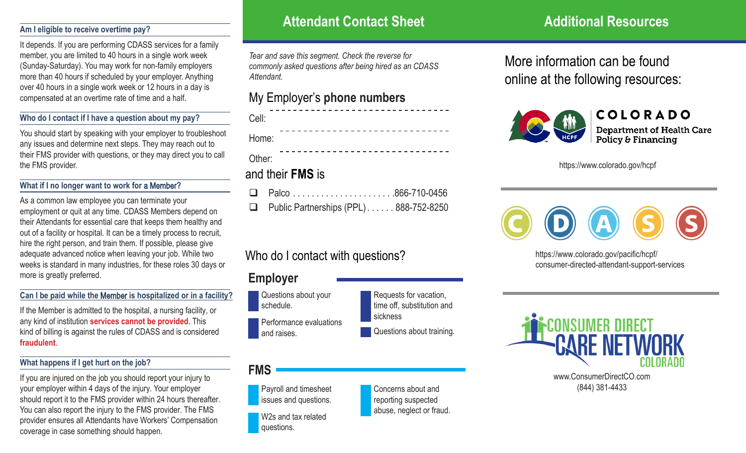### Am I eligible to receive overtime pay?

It depends. If you are performing CDASS services for a family member, you are limited to 40 hours in a single work week (Sunday-Saturday). You may work for non-family employers more than 40 hours if scheduled by your employer. Anything over 40 hours in a single work week or 12 hours in a day is compensated at an overtime rate of time and a half.

### Who do I contact if I have a question about my pay?

You should start by speaking with your employer to troubleshoot any issues and determine next steps. They may reach out to their FMS provider with questions, or they may direct you to call the FMS provider.

### What if I no longer want to work for a Member?

As a common law employee you can terminate your employment or quit at any time. CDASS Members depend on their Attendants for essential care that keeps them healthy and out of a facility or hospital. It can be a timely process to recruit, hire the right person, and train them. If possible, please give adequate advanced notice when leaving your job. While two weeks is standard in many industries, for these roles 30 days or more is greatly preferred.

### Can I be paid while the Member is hospitalized or in a facility?

If the Member is admitted to the hospital, a nursing facility, or any kind of institution **services cannot be provided**. This kind of billing is against the rules of CDASS and is considered **fraudulent**.

### What happens if I get hurt on the job?

If you are injured on the job you should report your injury to your employer within 4 days of the injury. Your employer should report it to the FMS provider within 24 hours thereafter. You can also report the injury to the FMS provider. The FMS provider ensures all Attendants have Workers' Compensation coverage in case something should happen.

## Attendant Contact Sheet

*Tear and save this segment. Check the reverse for commonly asked questions after being hired as an CDASS Attendant.*

My Employer's **phone numbers**

Cell: ------------------------------

Home: ------------------------------

Other: ------------------------------

and their **FMS** is

- ❑ Palco . . . . . . . . . . . . . . . . . . . . .866-710-0456
- ❑ Public Partnerships (PPL) . . . . . . 888-752-8250

### Who do I contact with questions?

#### Employer

- Questions about your schedule.
- Performance evaluations and raises.
- Requests for vacation, time off, substitution and sickness
- Questions about training.

#### FMS

- Payroll and timesheet issues and questions.
- W2s and tax related questions.
- Concerns about and reporting suspected abuse, neglect or fraud.

## Additional Resources

More information can be found online at the following resources:

COLORADO Department of Health Care Policy & Financing

https://www.colorado.gov/hcpf

C D A S S

https://www.colorado.gov/pacific/hcpf/consumer-directed-attendant-support-services

CONSUMER DIRECT CARE NETWORK COLORADO

www.ConsumerDirectCO.com
(844) 381-4433